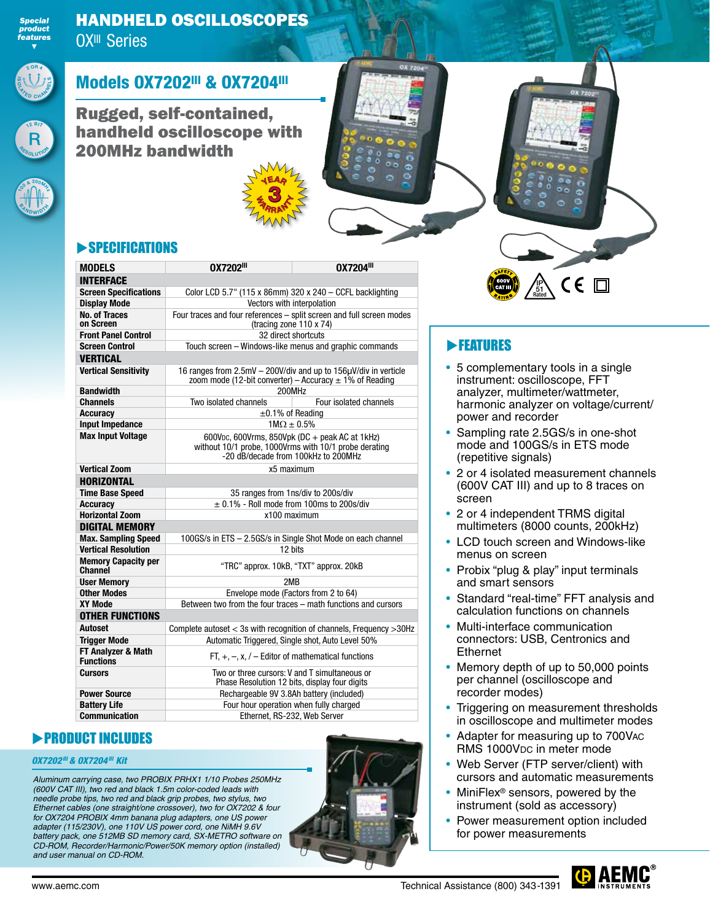# HANDHELD OSCILLOSCOPES

OX[III] Series

Special product features

## Models OX7202[III] & OX7204[III]

### Rugged, self-contained, handheld oscilloscope with 200MHz bandwidth

3 YEAR WARRANTY

## ▶SPECIFICATIONS

| MODELS | OX7202[III] | OX7204[III] |
|---|---|---|
| **INTERFACE** | | |
| Screen Specifications | Color LCD 5.7" (115 x 86mm) 320 x 240 – CCFL backlighting | |
| Display Mode | Vectors with interpolation | |
| No. of Traces on Screen | Four traces and four references – split screen and full screen modes (tracing zone 110 x 74) | |
| Front Panel Control | 32 direct shortcuts | |
| Screen Control | Touch screen – Windows-like menus and graphic commands | |
| **VERTICAL** | | |
| Vertical Sensitivity | 16 ranges from 2.5mV – 200V/div and up to 156µV/div in verticle zoom mode (12-bit converter) – Accuracy ± 1% of Reading | |
| Bandwidth | 200MHz | |
| Channels | Two isolated channels | Four isolated channels |
| Accuracy | ±0.1% of Reading | |
| Input Impedance | 1MΩ ± 0.5% | |
| Max Input Voltage | 600VDC, 600Vrms, 850Vpk (DC + peak AC at 1kHz) without 10/1 probe, 1000Vrms with 10/1 probe derating -20 dB/decade from 100kHz to 200MHz | |
| Vertical Zoom | x5 maximum | |
| **HORIZONTAL** | | |
| Time Base Speed | 35 ranges from 1ns/div to 200s/div | |
| Accuracy | ± 0.1% - Roll mode from 100ms to 200s/div | |
| Horizontal Zoom | x100 maximum | |
| **DIGITAL MEMORY** | | |
| Max. Sampling Speed | 100GS/s in ETS – 2.5GS/s in Single Shot Mode on each channel | |
| Vertical Resolution | 12 bits | |
| Memory Capacity per Channel | "TRC" approx. 10kB, "TXT" approx. 20kB | |
| User Memory | 2MB | |
| Other Modes | Envelope mode (Factors from 2 to 64) | |
| XY Mode | Between two from the four traces – math functions and cursors | |
| **OTHER FUNCTIONS** | | |
| Autoset | Complete autoset < 3s with recognition of channels, Frequency >30Hz | |
| Trigger Mode | Automatic Triggered, Single shot, Auto Level 50% | |
| FT Analyzer & Math Functions | FT, +, –, x, / – Editor of mathematical functions | |
| Cursors | Two or three cursors: V and T simultaneous or Phase Resolution 12 bits, display four digits | |
| Power Source | Rechargeable 9V 3.8Ah battery (included) | |
| Battery Life | Four hour operation when fully charged | |
| Communication | Ethernet, RS-232, Web Server | |

## ▶FEATURES

- 5 complementary tools in a single instrument: oscilloscope, FFT analyzer, multimeter/wattmeter, harmonic analyzer on voltage/current/power and recorder
- Sampling rate 2.5GS/s in one-shot mode and 100GS/s in ETS mode (repetitive signals)
- 2 or 4 isolated measurement channels (600V CAT III) and up to 8 traces on screen
- 2 or 4 independent TRMS digital multimeters (8000 counts, 200kHz)
- LCD touch screen and Windows-like menus on screen
- Probix "plug & play" input terminals and smart sensors
- Standard "real-time" FFT analysis and calculation functions on channels
- Multi-interface communication connectors: USB, Centronics and Ethernet
- Memory depth of up to 50,000 points per channel (oscilloscope and recorder modes)
- Triggering on measurement thresholds in oscilloscope and multimeter modes
- Adapter for measuring up to 700VAC RMS 1000VDC in meter mode
- Web Server (FTP server/client) with cursors and automatic measurements
- MiniFlex® sensors, powered by the instrument (sold as accessory)
- Power measurement option included for power measurements

## ▶PRODUCT INCLUDES

*OX7202[III] & OX7204[III] Kit*

*Aluminum carrying case, two PROBIX PRHX1 1/10 Probes 250MHz (600V CAT III), two red and black 1.5m color-coded leads with needle probe tips, two red and black grip probes, two stylus, two Ethernet cables (one straight/one crossover), two for OX7202 & four for OX7204 PROBIX 4mm banana plug adapters, one US power adapter (115/230V), one 110V US power cord, one NiMH 9.6V battery pack, one 512MB SD memory card, SX-METRO software on CD-ROM, Recorder/Harmonic/Power/50K memory option (installed) and user manual on CD-ROM.*

www.aemc.com Technical Assistance (800) 343-1391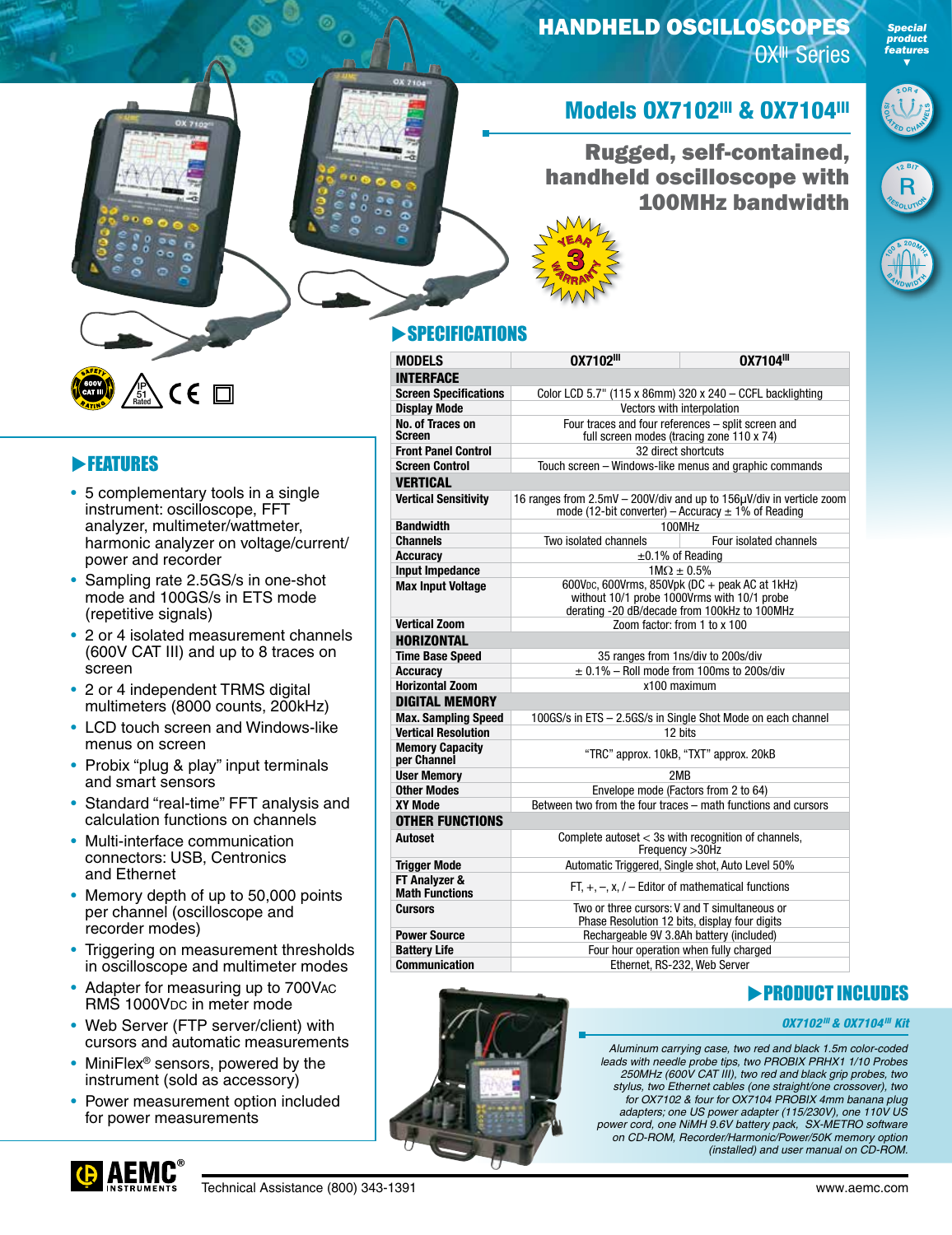# HANDHELD OSCILLOSCOPES

OX[III] Series

Special product features

2 OR 4 ISOLATED CHANNELS

12 BIT RESOLUTION

100 & 200MHz BANDWIDTH

## Models OX7102[III] & OX7104[III]

## Rugged, self-contained, handheld oscilloscope with 100MHz bandwidth

3 YEAR WARRANTY

600V CAT III SAFETY RATING

IP 51 Rated

CE

## FEATURES

- 5 complementary tools in a single instrument: oscilloscope, FFT analyzer, multimeter/wattmeter, harmonic analyzer on voltage/current/power and recorder
- Sampling rate 2.5GS/s in one-shot mode and 100GS/s in ETS mode (repetitive signals)
- 2 or 4 isolated measurement channels (600V CAT III) and up to 8 traces on screen
- 2 or 4 independent TRMS digital multimeters (8000 counts, 200kHz)
- LCD touch screen and Windows-like menus on screen
- Probix "plug & play" input terminals and smart sensors
- Standard "real-time" FFT analysis and calculation functions on channels
- Multi-interface communication connectors: USB, Centronics and Ethernet
- Memory depth of up to 50,000 points per channel (oscilloscope and recorder modes)
- Triggering on measurement thresholds in oscilloscope and multimeter modes
- Adapter for measuring up to 700VAC RMS 1000VDC in meter mode
- Web Server (FTP server/client) with cursors and automatic measurements
- MiniFlex® sensors, powered by the instrument (sold as accessory)
- Power measurement option included for power measurements

## SPECIFICATIONS

| MODELS | OX7102[III] | OX7104[III] |
|---|---|---|
| **INTERFACE** | | |
| **Screen Specifications** | Color LCD 5.7" (115 x 86mm) 320 x 240 – CCFL backlighting | |
| **Display Mode** | Vectors with interpolation | |
| **No. of Traces on Screen** | Four traces and four references – split screen and full screen modes (tracing zone 110 x 74) | |
| **Front Panel Control** | 32 direct shortcuts | |
| **Screen Control** | Touch screen – Windows-like menus and graphic commands | |
| **VERTICAL** | | |
| **Vertical Sensitivity** | 16 ranges from 2.5mV – 200V/div and up to 156µV/div in verticle zoom mode (12-bit converter) – Accuracy ± 1% of Reading | |
| **Bandwidth** | 100MHz | |
| **Channels** | Two isolated channels | Four isolated channels |
| **Accuracy** | ±0.1% of Reading | |
| **Input Impedance** | 1MΩ ± 0.5% | |
| **Max Input Voltage** | 600VDC, 600Vrms, 850Vpk (DC + peak AC at 1kHz) without 10/1 probe 1000Vrms with 10/1 probe derating -20 dB/decade from 100kHz to 100MHz | |
| **Vertical Zoom** | Zoom factor: from 1 to x 100 | |
| **HORIZONTAL** | | |
| **Time Base Speed** | 35 ranges from 1ns/div to 200s/div | |
| **Accuracy** | ± 0.1% – Roll mode from 100ms to 200s/div | |
| **Horizontal Zoom** | x100 maximum | |
| **DIGITAL MEMORY** | | |
| **Max. Sampling Speed** | 100GS/s in ETS – 2.5GS/s in Single Shot Mode on each channel | |
| **Vertical Resolution** | 12 bits | |
| **Memory Capacity per Channel** | "TRC" approx. 10kB, "TXT" approx. 20kB | |
| **User Memory** | 2MB | |
| **Other Modes** | Envelope mode (Factors from 2 to 64) | |
| **XY Mode** | Between two from the four traces – math functions and cursors | |
| **OTHER FUNCTIONS** | | |
| **Autoset** | Complete autoset < 3s with recognition of channels, Frequency >30Hz | |
| **Trigger Mode** | Automatic Triggered, Single shot, Auto Level 50% | |
| **FT Analyzer & Math Functions** | FT, +, –, x, / – Editor of mathematical functions | |
| **Cursors** | Two or three cursors: V and T simultaneous or Phase Resolution 12 bits, display four digits | |
| **Power Source** | Rechargeable 9V 3.8Ah battery (included) | |
| **Battery Life** | Four hour operation when fully charged | |
| **Communication** | Ethernet, RS-232, Web Server | |

## PRODUCT INCLUDES

***OX7102[III] & OX7104[III] Kit***

*Aluminum carrying case, two red and black 1.5m color-coded leads with needle probe tips, two PROBIX PRHX1 1/10 Probes 250MHz (600V CAT III), two red and black grip probes, two stylus, two Ethernet cables (one straight/one crossover), two for OX7102 & four for OX7104 PROBIX 4mm banana plug adapters; one US power adapter (115/230V), one 110V US power cord, one NiMH 9.6V battery pack, SX-METRO software on CD-ROM, Recorder/Harmonic/Power/50K memory option (installed) and user manual on CD-ROM.*

AEMC® INSTRUMENTS

Technical Assistance (800) 343-1391

www.aemc.com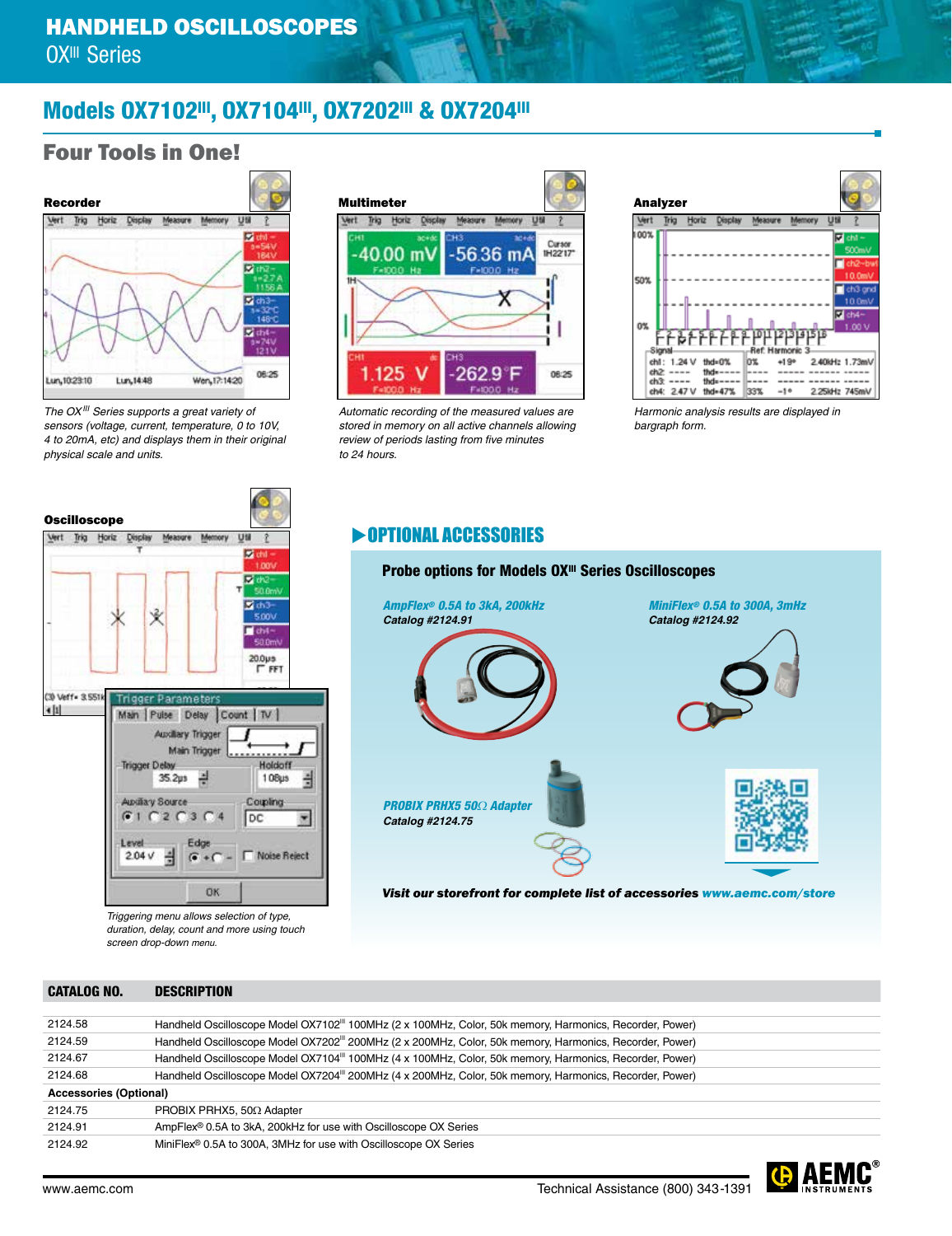# HANDHELD OSCILLOSCOPES

OX[III] Series

## Models OX7102[III], OX7104[III], OX7202[III] & OX7204[III]

## Four Tools in One!

### Recorder

*The OX[III] Series supports a great variety of sensors (voltage, current, temperature, 0 to 10V, 4 to 20mA, etc) and displays them in their original physical scale and units.*

### Multimeter

*Automatic recording of the measured values are stored in memory on all active channels allowing review of periods lasting from five minutes to 24 hours.*

### Analyzer

*Harmonic analysis results are displayed in bargraph form.*

### Oscilloscope

*Triggering menu allows selection of type, duration, delay, count and more using touch screen drop-down menu.*

## OPTIONAL ACCESSORIES

### Probe options for Models OX[III] Series Oscilloscopes

***AmpFlex® 0.5A to 3kA, 200kHz***
**Catalog #2124.91**

***MiniFlex® 0.5A to 300A, 3mHz***
**Catalog #2124.92**

***PROBIX PRHX5 50Ω Adapter***
**Catalog #2124.75**

***Visit our storefront for complete list of accessories www.aemc.com/store***

| CATALOG NO. | DESCRIPTION |
|---|---|
| 2124.58 | Handheld Oscilloscope Model OX7102[III] 100MHz (2 x 100MHz, Color, 50k memory, Harmonics, Recorder, Power) |
| 2124.59 | Handheld Oscilloscope Model OX7202[III] 200MHz (2 x 200MHz, Color, 50k memory, Harmonics, Recorder, Power) |
| 2124.67 | Handheld Oscilloscope Model OX7104[III] 100MHz (4 x 100MHz, Color, 50k memory, Harmonics, Recorder, Power) |
| 2124.68 | Handheld Oscilloscope Model OX7204[III] 200MHz (4 x 200MHz, Color, 50k memory, Harmonics, Recorder, Power) |
| **Accessories (Optional)** | |
| 2124.75 | PROBIX PRHX5, 50Ω Adapter |
| 2124.91 | AmpFlex® 0.5A to 3kA, 200kHz for use with Oscilloscope OX Series |
| 2124.92 | MiniFlex® 0.5A to 300A, 3MHz for use with Oscilloscope OX Series |

www.aemc.com    Technical Assistance (800) 343-1391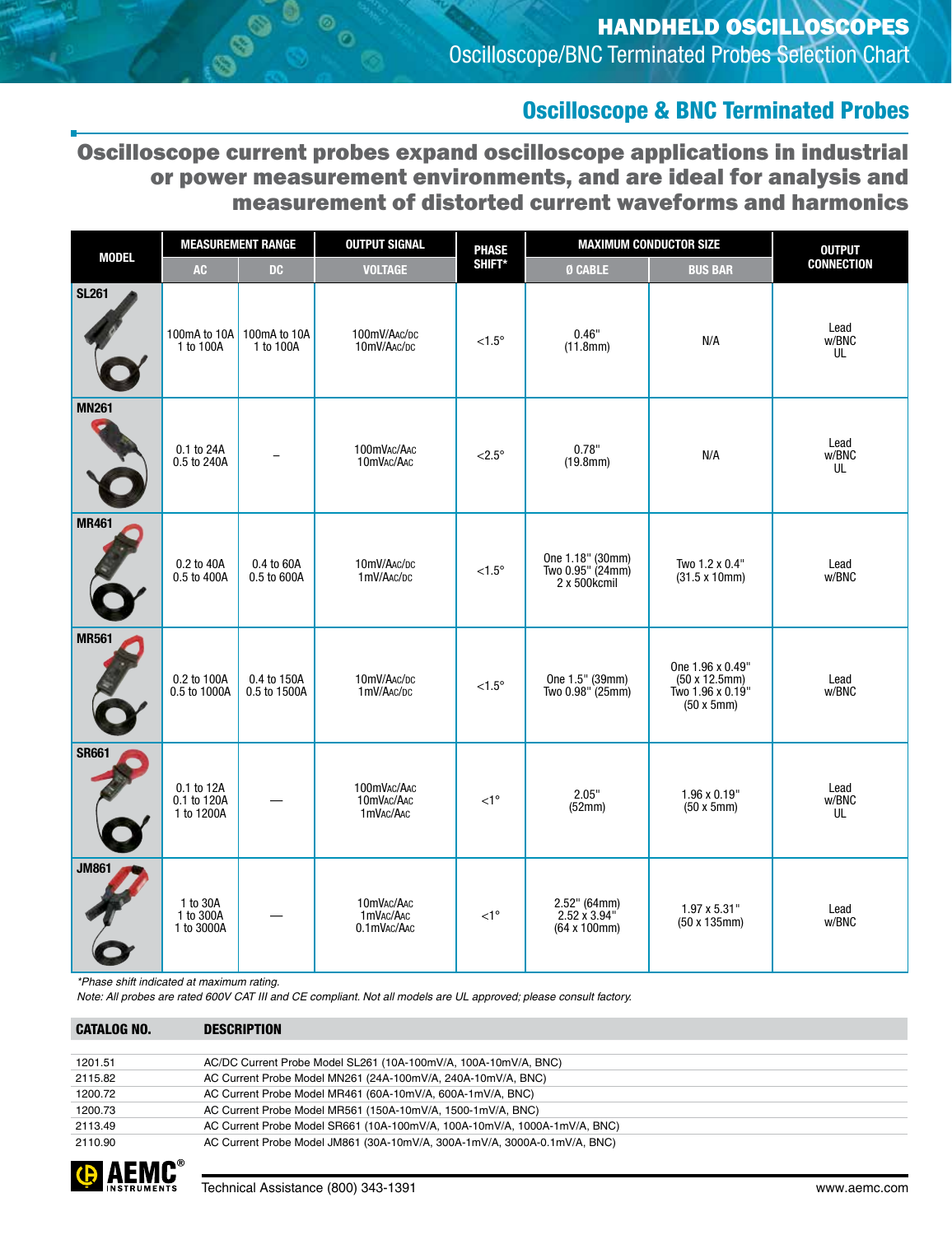# HANDHELD OSCILLOSCOPES

Oscilloscope/BNC Terminated Probes Selection Chart

## Oscilloscope & BNC Terminated Probes

### Oscilloscope current probes expand oscilloscope applications in industrial or power measurement environments, and are ideal for analysis and measurement of distorted current waveforms and harmonics

| MODEL | MEASUREMENT RANGE | | OUTPUT SIGNAL | PHASE SHIFT* | MAXIMUM CONDUCTOR SIZE | | OUTPUT CONNECTION |
|---|---|---|---|---|---|---|---|
| | AC | DC | VOLTAGE | | Ø CABLE | BUS BAR | |
| SL261 | 100mA to 10A<br>1 to 100A | 100mA to 10A<br>1 to 100A | 100mV/AAC/DC<br>10mV/AAC/DC | <1.5° | 0.46"<br>(11.8mm) | N/A | Lead<br>w/BNC<br>UL |
| MN261 | 0.1 to 24A<br>0.5 to 240A | – | 100mVAC/AAC<br>10mVAC/AAC | <2.5° | 0.78"<br>(19.8mm) | N/A | Lead<br>w/BNC<br>UL |
| MR461 | 0.2 to 40A<br>0.5 to 400A | 0.4 to 60A<br>0.5 to 600A | 10mV/AAC/DC<br>1mV/AAC/DC | <1.5° | One 1.18" (30mm)<br>Two 0.95" (24mm)<br>2 x 500kcmil | Two 1.2 x 0.4"<br>(31.5 x 10mm) | Lead<br>w/BNC |
| MR561 | 0.2 to 100A<br>0.5 to 1000A | 0.4 to 150A<br>0.5 to 1500A | 10mV/AAC/DC<br>1mV/AAC/DC | <1.5° | One 1.5" (39mm)<br>Two 0.98" (25mm) | One 1.96 x 0.49"<br>(50 x 12.5mm)<br>Two 1.96 x 0.19"<br>(50 x 5mm) | Lead<br>w/BNC |
| SR661 | 0.1 to 12A<br>0.1 to 120A<br>1 to 1200A | — | 100mVAC/AAC<br>10mVAC/AAC<br>1mVAC/AAC | <1° | 2.05"<br>(52mm) | 1.96 x 0.19"<br>(50 x 5mm) | Lead<br>w/BNC<br>UL |
| JM861 | 1 to 30A<br>1 to 300A<br>1 to 3000A | — | 10mVAC/AAC<br>1mVAC/AAC<br>0.1mVAC/AAC | <1° | 2.52" (64mm)<br>2.52 x 3.94"<br>(64 x 100mm) | 1.97 x 5.31"<br>(50 x 135mm) | Lead<br>w/BNC |

*Phase shift indicated at maximum rating.

Note: All probes are rated 600V CAT III and CE compliant. Not all models are UL approved; please consult factory.

| CATALOG NO. | DESCRIPTION |
|---|---|
| 1201.51 | AC/DC Current Probe Model SL261 (10A-100mV/A, 100A-10mV/A, BNC) |
| 2115.82 | AC Current Probe Model MN261 (24A-100mV/A, 240A-10mV/A, BNC) |
| 1200.72 | AC Current Probe Model MR461 (60A-10mV/A, 600A-1mV/A, BNC) |
| 1200.73 | AC Current Probe Model MR561 (150A-10mV/A, 1500-1mV/A, BNC) |
| 2113.49 | AC Current Probe Model SR661 (10A-100mV/A, 100A-10mV/A, 1000A-1mV/A, BNC) |
| 2110.90 | AC Current Probe Model JM861 (30A-10mV/A, 300A-1mV/A, 3000A-0.1mV/A, BNC) |

AEMC® INSTRUMENTS

Technical Assistance (800) 343-1391

www.aemc.com